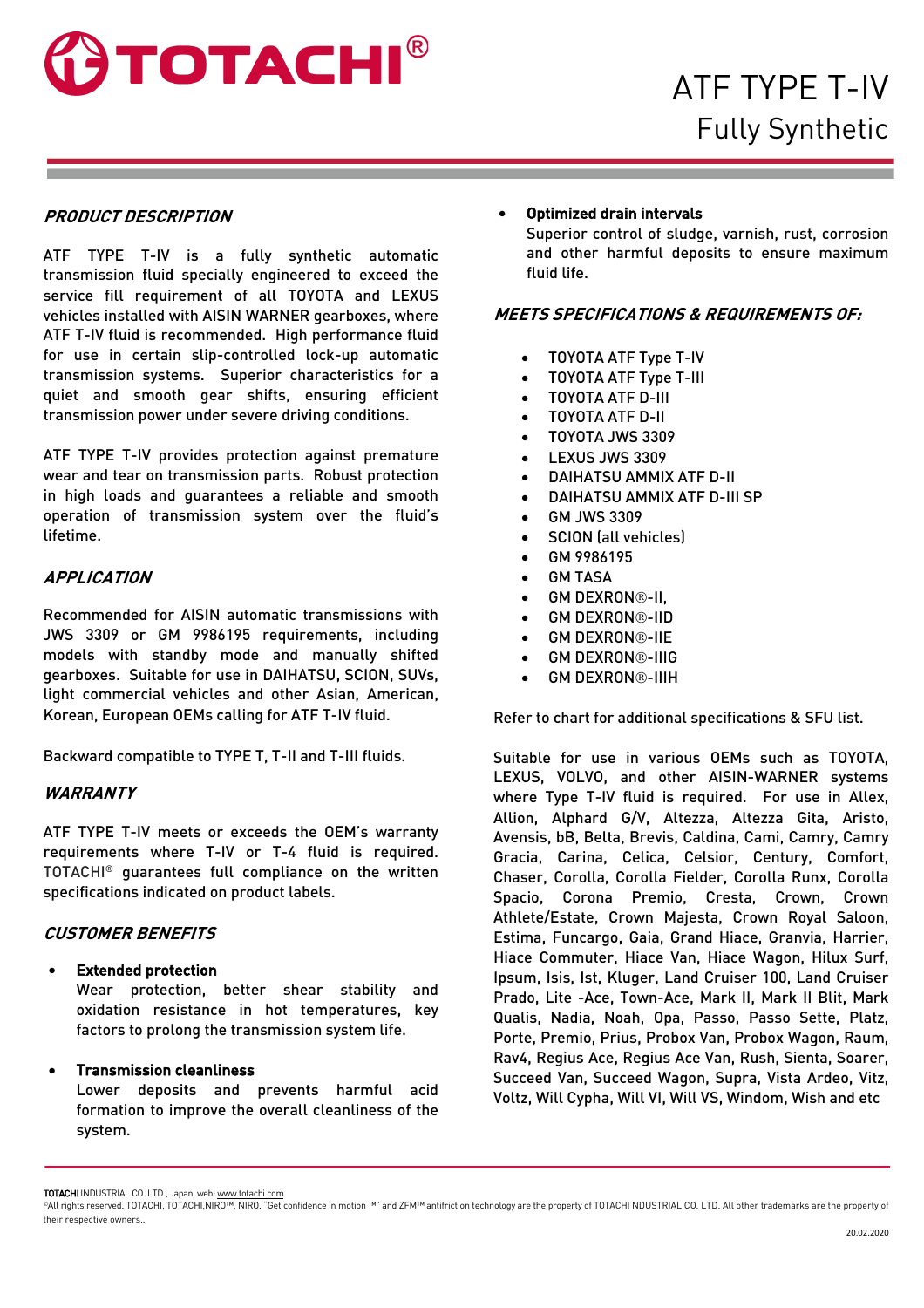# TOTACHI®

# ATF TYPE T-IV
## Fully Synthetic

### *PRODUCT DESCRIPTION*

ATF TYPE T-IV is a fully synthetic automatic transmission fluid specially engineered to exceed the service fill requirement of all TOYOTA and LEXUS vehicles installed with AISIN WARNER gearboxes, where ATF T-IV fluid is recommended. High performance fluid for use in certain slip-controlled lock-up automatic transmission systems. Superior characteristics for a quiet and smooth gear shifts, ensuring efficient transmission power under severe driving conditions.

ATF TYPE T-IV provides protection against premature wear and tear on transmission parts. Robust protection in high loads and guarantees a reliable and smooth operation of transmission system over the fluid's lifetime.

### *APPLICATION*

Recommended for AISIN automatic transmissions with JWS 3309 or GM 9986195 requirements, including models with standby mode and manually shifted gearboxes. Suitable for use in DAIHATSU, SCION, SUVs, light commercial vehicles and other Asian, American, Korean, European OEMs calling for ATF T-IV fluid.

Backward compatible to TYPE T, T-II and T-III fluids.

### *WARRANTY*

ATF TYPE T-IV meets or exceeds the OEM's warranty requirements where T-IV or T-4 fluid is required. TOTACHI® guarantees full compliance on the written specifications indicated on product labels.

### *CUSTOMER BENEFITS*

- **Extended protection**
  Wear protection, better shear stability and oxidation resistance in hot temperatures, key factors to prolong the transmission system life.
- **Transmission cleanliness**
  Lower deposits and prevents harmful acid formation to improve the overall cleanliness of the system.
- **Optimized drain intervals**
  Superior control of sludge, varnish, rust, corrosion and other harmful deposits to ensure maximum fluid life.

### *MEETS SPECIFICATIONS & REQUIREMENTS OF:*

- TOYOTA ATF Type T-IV
- TOYOTA ATF Type T-III
- TOYOTA ATF D-III
- TOYOTA ATF D-II
- TOYOTA JWS 3309
- LEXUS JWS 3309
- DAIHATSU AMMIX ATF D-II
- DAIHATSU AMMIX ATF D-III SP
- GM JWS 3309
- SCION (all vehicles)
- GM 9986195
- GM TASA
- GM DEXRON®-II,
- GM DEXRON®-IID
- GM DEXRON®-IIE
- GM DEXRON®-IIIG
- GM DEXRON®-IIIH

Refer to chart for additional specifications & SFU list.

Suitable for use in various OEMs such as TOYOTA, LEXUS, VOLVO, and other AISIN-WARNER systems where Type T-IV fluid is required. For use in Allex, Allion, Alphard G/V, Altezza, Altezza Gita, Aristo, Avensis, bB, Belta, Brevis, Caldina, Cami, Camry, Camry Gracia, Carina, Celica, Celsior, Century, Comfort, Chaser, Corolla, Corolla Fielder, Corolla Runx, Corolla Spacio, Corona Premio, Cresta, Crown, Crown Athlete/Estate, Crown Majesta, Crown Royal Saloon, Estima, Funcargo, Gaia, Grand Hiace, Granvia, Harrier, Hiace Commuter, Hiace Van, Hiace Wagon, Hilux Surf, Ipsum, Isis, Ist, Kluger, Land Cruiser 100, Land Cruiser Prado, Lite -Ace, Town-Ace, Mark II, Mark II Blit, Mark Qualis, Nadia, Noah, Opa, Passo, Passo Sette, Platz, Porte, Premio, Prius, Probox Van, Probox Wagon, Raum, Rav4, Regius Ace, Regius Ace Van, Rush, Sienta, Soarer, Succeed Van, Succeed Wagon, Supra, Vista Ardeo, Vitz, Voltz, Will Cypha, Will VI, Will VS, Windom, Wish and etc

---

TOTACHI INDUSTRIAL CO. LTD., Japan, web: www.totachi.com
©All rights reserved. TOTACHI, TOTACHI,NIRO™, NIRO. "Get confidence in motion ™" and ZFM™ antifriction technology are the property of TOTACHI NDUSTRIAL CO. LTD. All other trademarks are the property of their respective owners..

20.02.2020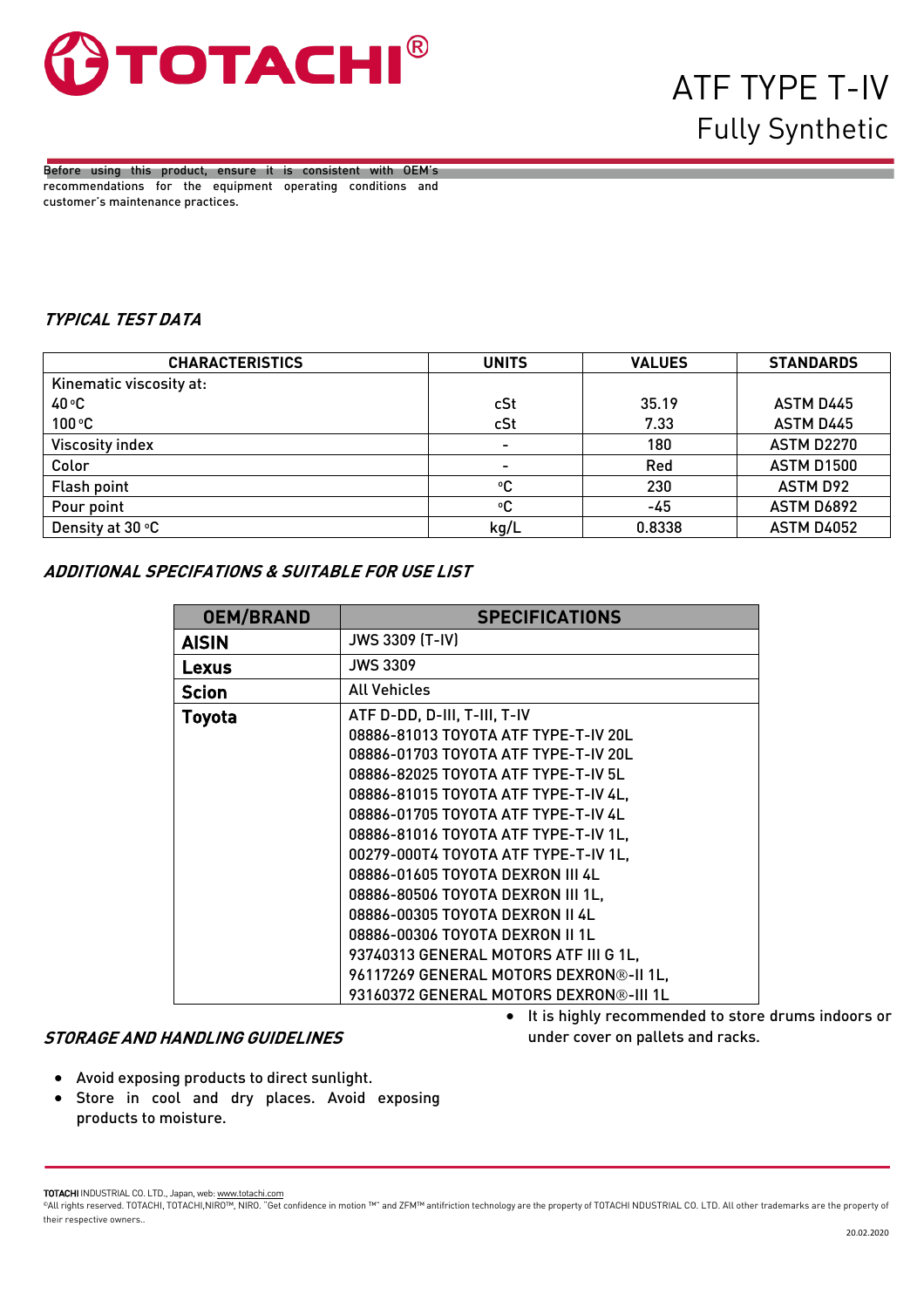# TOTACHI®

# ATF TYPE T-IV
## Fully Synthetic

Before using this product, ensure it is consistent with OEM's recommendations for the equipment operating conditions and customer's maintenance practices.

### *TYPICAL TEST DATA*

| CHARACTERISTICS | UNITS | VALUES | STANDARDS |
|---|---|---|---|
| Kinematic viscosity at: | | | |
| 40 °C | cSt | 35.19 | ASTM D445 |
| 100 °C | cSt | 7.33 | ASTM D445 |
| Viscosity index | - | 180 | ASTM D2270 |
| Color | - | Red | ASTM D1500 |
| Flash point | °C | 230 | ASTM D92 |
| Pour point | °C | -45 | ASTM D6892 |
| Density at 30 °C | kg/L | 0.8338 | ASTM D4052 |

### *ADDITIONAL SPECIFATIONS & SUITABLE FOR USE LIST*

| OEM/BRAND | SPECIFICATIONS |
|---|---|
| **AISIN** | JWS 3309 (T-IV) |
| **Lexus** | JWS 3309 |
| **Scion** | All Vehicles |
| **Toyota** | ATF D-DD, D-III, T-III, T-IV<br>08886-81013 TOYOTA ATF TYPE-T-IV 20L<br>08886-01703 TOYOTA ATF TYPE-T-IV 20L<br>08886-82025 TOYOTA ATF TYPE-T-IV 5L<br>08886-81015 TOYOTA ATF TYPE-T-IV 4L,<br>08886-01705 TOYOTA ATF TYPE-T-IV 4L<br>08886-81016 TOYOTA ATF TYPE-T-IV 1L,<br>00279-000T4 TOYOTA ATF TYPE-T-IV 1L,<br>08886-01605 TOYOTA DEXRON III 4L<br>08886-80506 TOYOTA DEXRON III 1L,<br>08886-00305 TOYOTA DEXRON II 4L<br>08886-00306 TOYOTA DEXRON II 1L<br>93740313 GENERAL MOTORS ATF III G 1L,<br>96117269 GENERAL MOTORS DEXRON®-II 1L,<br>93160372 GENERAL MOTORS DEXRON®-III 1L |

### *STORAGE AND HANDLING GUIDELINES*

- Avoid exposing products to direct sunlight.
- Store in cool and dry places. Avoid exposing products to moisture.
- It is highly recommended to store drums indoors or under cover on pallets and racks.

**TOTACHI** INDUSTRIAL CO. LTD., Japan, web: www.totachi.com
©All rights reserved. TOTACHI, TOTACHI,NIRO™, NIRO. "Get confidence in motion ™" and ZFM™ antifriction technology are the property of TOTACHI NDUSTRIAL CO. LTD. All other trademarks are the property of their respective owners..

20.02.2020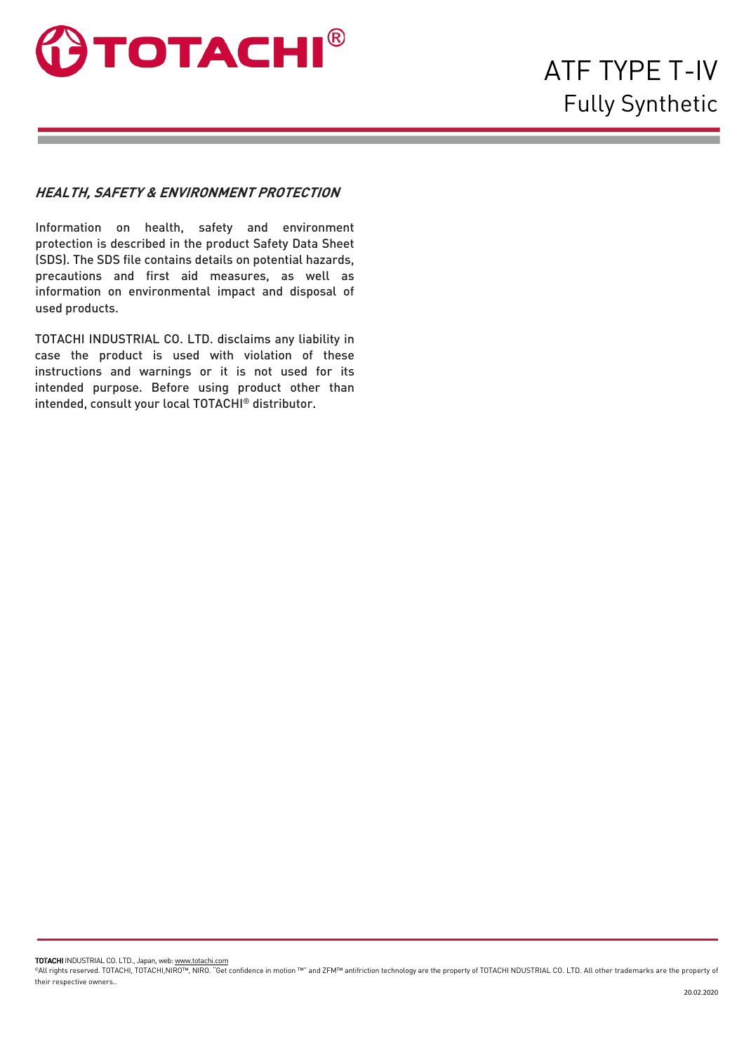## HEALTH, SAFETY & ENVIRONMENT PROTECTION

Information on health, safety and environment protection is described in the product Safety Data Sheet (SDS). The SDS file contains details on potential hazards, precautions and first aid measures, as well as information on environmental impact and disposal of used products.

TOTACHI INDUSTRIAL CO. LTD. disclaims any liability in case the product is used with violation of these instructions and warnings or it is not used for its intended purpose. Before using product other than intended, consult your local TOTACHI® distributor.